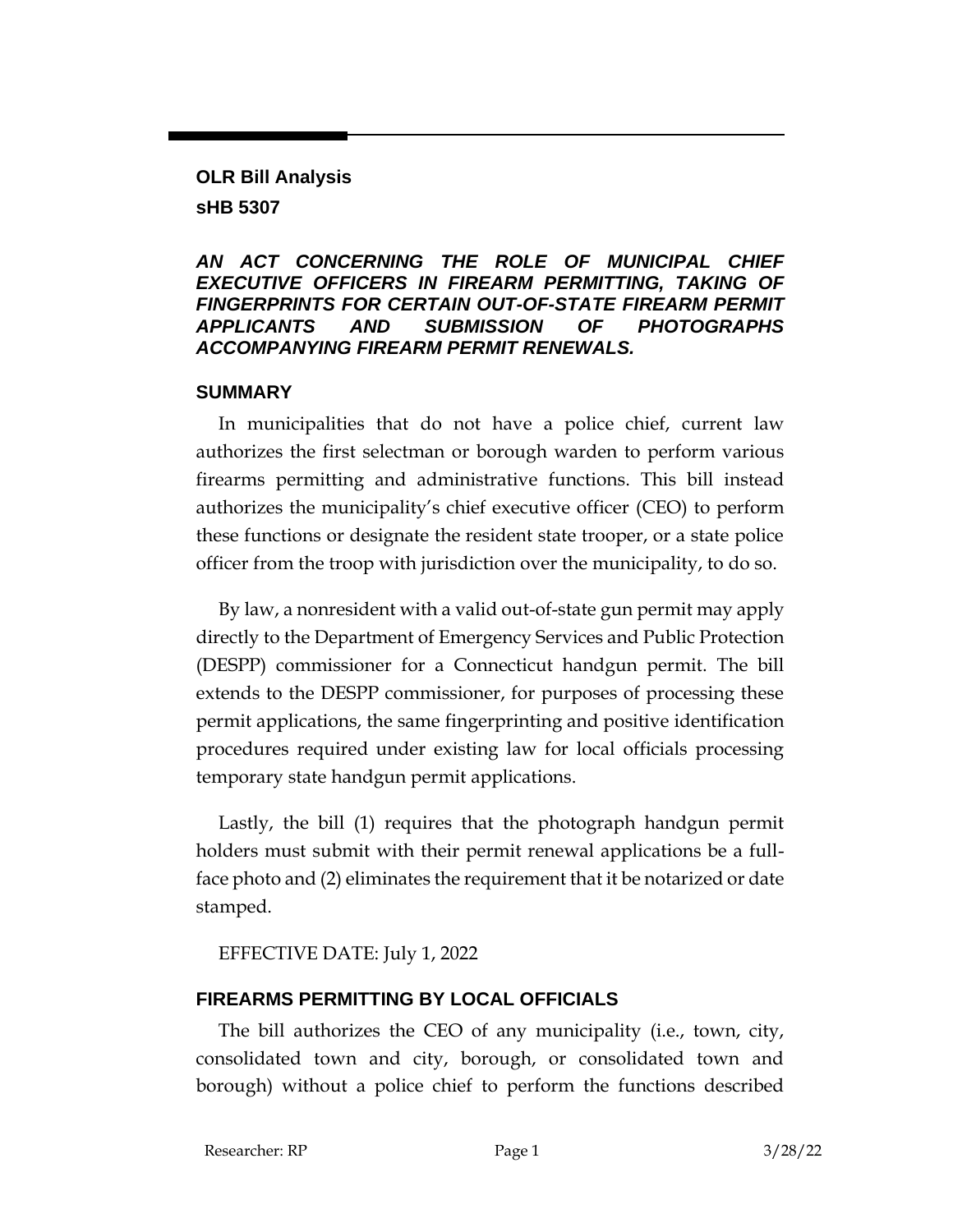**OLR Bill Analysis**

**sHB 5307**

***AN ACT CONCERNING THE ROLE OF MUNICIPAL CHIEF EXECUTIVE OFFICERS IN FIREARM PERMITTING, TAKING OF FINGERPRINTS FOR CERTAIN OUT-OF-STATE FIREARM PERMIT APPLICANTS AND SUBMISSION OF PHOTOGRAPHS ACCOMPANYING FIREARM PERMIT RENEWALS.***

## SUMMARY

In municipalities that do not have a police chief, current law authorizes the first selectman or borough warden to perform various firearms permitting and administrative functions. This bill instead authorizes the municipality's chief executive officer (CEO) to perform these functions or designate the resident state trooper, or a state police officer from the troop with jurisdiction over the municipality, to do so.

By law, a nonresident with a valid out-of-state gun permit may apply directly to the Department of Emergency Services and Public Protection (DESPP) commissioner for a Connecticut handgun permit. The bill extends to the DESPP commissioner, for purposes of processing these permit applications, the same fingerprinting and positive identification procedures required under existing law for local officials processing temporary state handgun permit applications.

Lastly, the bill (1) requires that the photograph handgun permit holders must submit with their permit renewal applications be a full-face photo and (2) eliminates the requirement that it be notarized or date stamped.

EFFECTIVE DATE: July 1, 2022

## FIREARMS PERMITTING BY LOCAL OFFICIALS

The bill authorizes the CEO of any municipality (i.e., town, city, consolidated town and city, borough, or consolidated town and borough) without a police chief to perform the functions described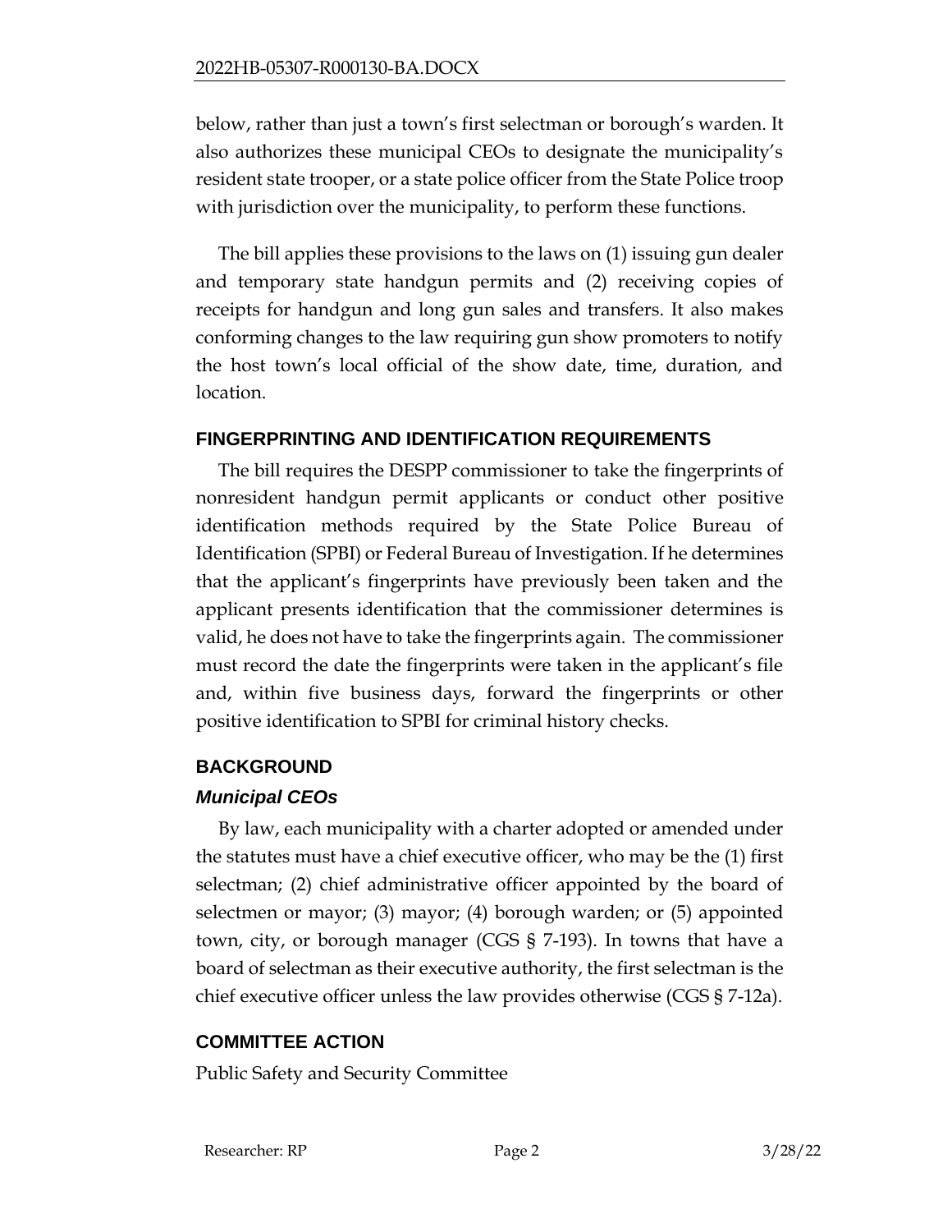below, rather than just a town's first selectman or borough's warden. It also authorizes these municipal CEOs to designate the municipality's resident state trooper, or a state police officer from the State Police troop with jurisdiction over the municipality, to perform these functions.

The bill applies these provisions to the laws on (1) issuing gun dealer and temporary state handgun permits and (2) receiving copies of receipts for handgun and long gun sales and transfers. It also makes conforming changes to the law requiring gun show promoters to notify the host town's local official of the show date, time, duration, and location.

## FINGERPRINTING AND IDENTIFICATION REQUIREMENTS

The bill requires the DESPP commissioner to take the fingerprints of nonresident handgun permit applicants or conduct other positive identification methods required by the State Police Bureau of Identification (SPBI) or Federal Bureau of Investigation. If he determines that the applicant's fingerprints have previously been taken and the applicant presents identification that the commissioner determines is valid, he does not have to take the fingerprints again. The commissioner must record the date the fingerprints were taken in the applicant's file and, within five business days, forward the fingerprints or other positive identification to SPBI for criminal history checks.

## BACKGROUND

### *Municipal CEOs*

By law, each municipality with a charter adopted or amended under the statutes must have a chief executive officer, who may be the (1) first selectman; (2) chief administrative officer appointed by the board of selectmen or mayor; (3) mayor; (4) borough warden; or (5) appointed town, city, or borough manager (CGS § 7-193). In towns that have a board of selectman as their executive authority, the first selectman is the chief executive officer unless the law provides otherwise (CGS § 7-12a).

## COMMITTEE ACTION

Public Safety and Security Committee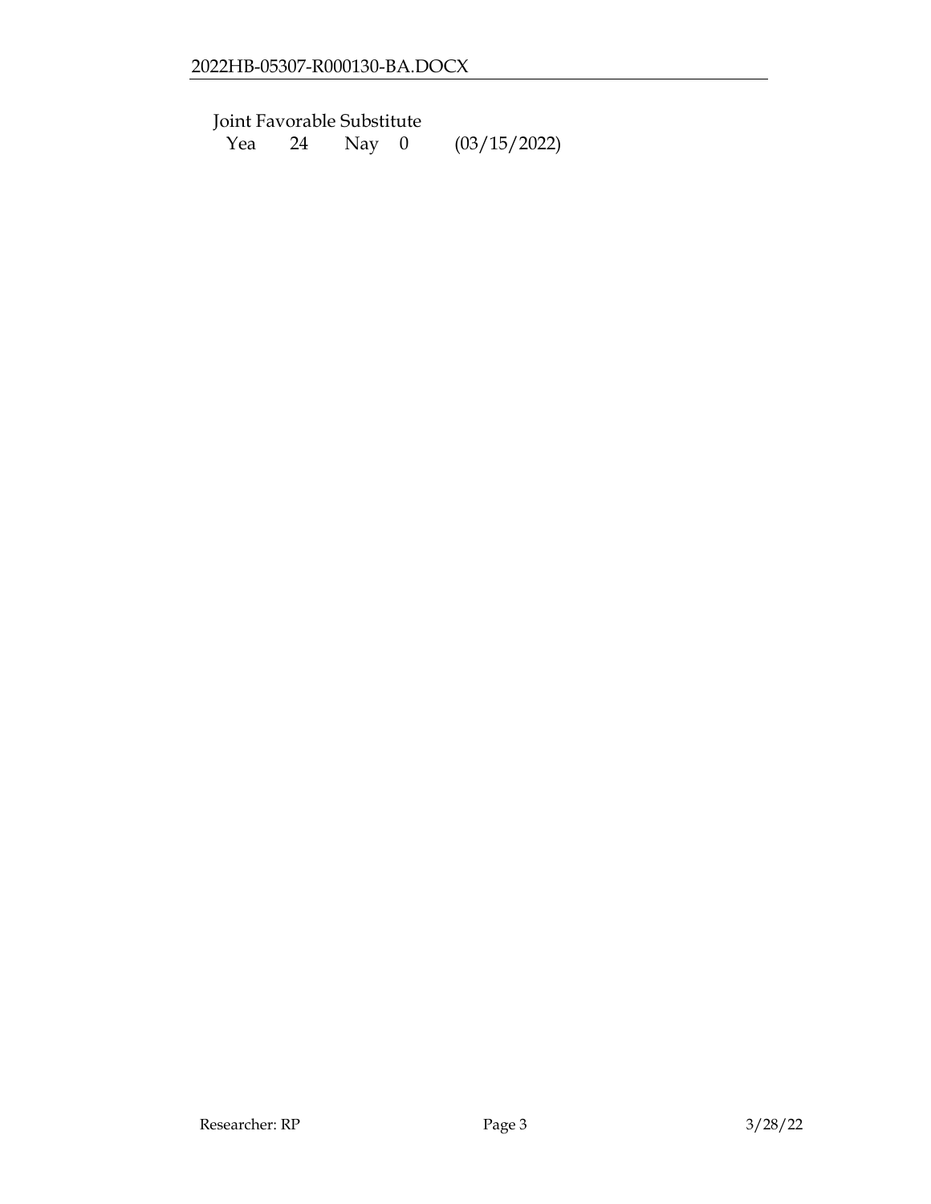Joint Favorable Substitute

| | | | | |
|---|---|---|---|---|
| Yea | 24 | Nay | 0 | (03/15/2022) |